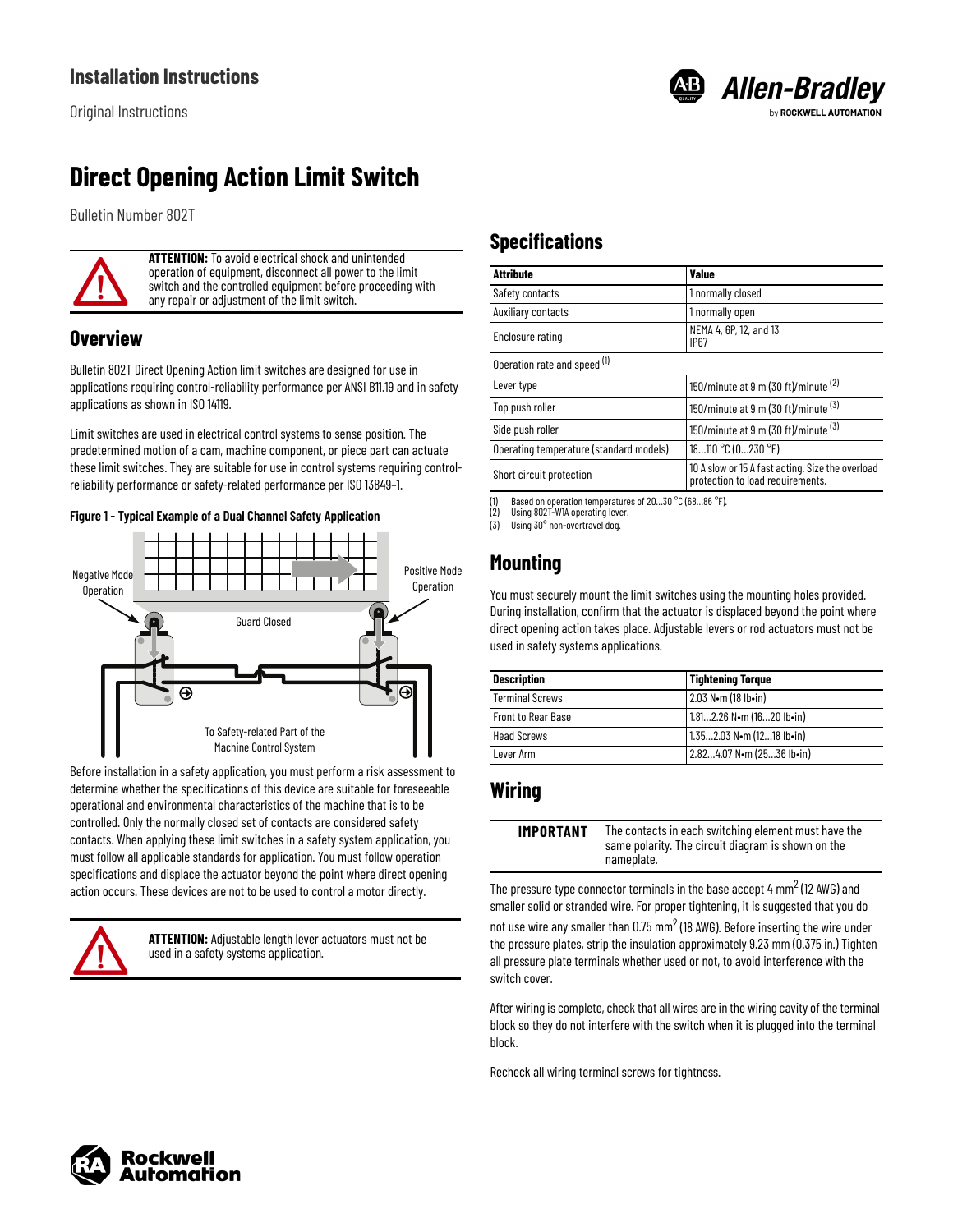# Installation Instructions

Original Instructions

# Direct Opening Action Limit Switch

Bulletin Number 802T

> **ATTENTION:** To avoid electrical shock and unintended operation of equipment, disconnect all power to the limit switch and the controlled equipment before proceeding with any repair or adjustment of the limit switch.

## Overview

Bulletin 802T Direct Opening Action limit switches are designed for use in applications requiring control-reliability performance per ANSI B11.19 and in safety applications as shown in ISO 14119.

Limit switches are used in electrical control systems to sense position. The predetermined motion of a cam, machine component, or piece part can actuate these limit switches. They are suitable for use in control systems requiring control-reliability performance or safety-related performance per ISO 13849-1.

**Figure 1 - Typical Example of a Dual Channel Safety Application**

Negative Mode Operation

Positive Mode Operation

Guard Closed

To Safety-related Part of the Machine Control System

Before installation in a safety application, you must perform a risk assessment to determine whether the specifications of this device are suitable for foreseeable operational and environmental characteristics of the machine that is to be controlled. Only the normally closed set of contacts are considered safety contacts. When applying these limit switches in a safety system application, you must follow all applicable standards for application. You must follow operation specifications and displace the actuator beyond the point where direct opening action occurs. These devices are not to be used to control a motor directly.

> **ATTENTION:** Adjustable length lever actuators must not be used in a safety systems application.

## Specifications

| Attribute | Value |
|---|---|
| Safety contacts | 1 normally closed |
| Auxiliary contacts | 1 normally open |
| Enclosure rating | NEMA 4, 6P, 12, and 13<br>IP67 |
| Operation rate and speed (1) | |
| Lever type | 150/minute at 9 m (30 ft)/minute (2) |
| Top push roller | 150/minute at 9 m (30 ft)/minute (3) |
| Side push roller | 150/minute at 9 m (30 ft)/minute (3) |
| Operating temperature (standard models) | 18...110 °C (0...230 °F) |
| Short circuit protection | 10 A slow or 15 A fast acting. Size the overload protection to load requirements. |

(1) Based on operation temperatures of 20...30 °C (68...86 °F).
(2) Using 802T-W1A operating lever.
(3) Using 30° non-overtravel dog.

## Mounting

You must securely mount the limit switches using the mounting holes provided. During installation, confirm that the actuator is displaced beyond the point where direct opening action takes place. Adjustable levers or rod actuators must not be used in safety systems applications.

| Description | Tightening Torque |
|---|---|
| Terminal Screws | 2.03 N•m (18 lb•in) |
| Front to Rear Base | 1.81...2.26 N•m (16...20 lb•in) |
| Head Screws | 1.35...2.03 N•m (12...18 lb•in) |
| Lever Arm | 2.82...4.07 N•m (25...36 lb•in) |

## Wiring

> **IMPORTANT** The contacts in each switching element must have the same polarity. The circuit diagram is shown on the nameplate.

The pressure type connector terminals in the base accept 4 $mm^2$ (12 AWG) and smaller solid or stranded wire. For proper tightening, it is suggested that you do not use wire any smaller than 0.75 $mm^2$ (18 AWG). Before inserting the wire under the pressure plates, strip the insulation approximately 9.23 mm (0.375 in.) Tighten all pressure plate terminals whether used or not, to avoid interference with the switch cover.

After wiring is complete, check that all wires are in the wiring cavity of the terminal block so they do not interfere with the switch when it is plugged into the terminal block.

Recheck all wiring terminal screws for tightness.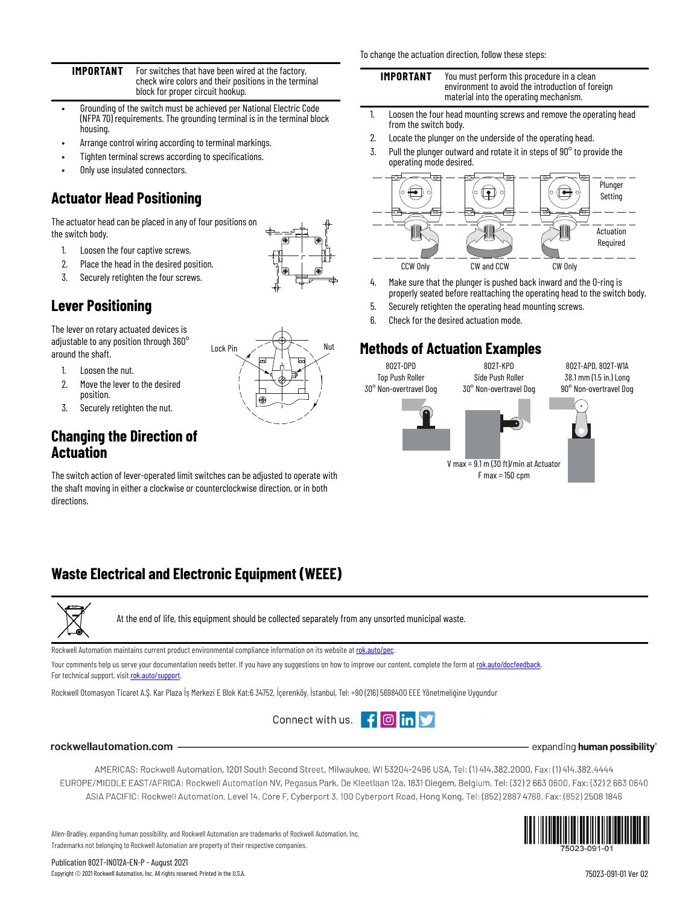| IMPORTANT | For switches that have been wired at the factory, check wire colors and their positions in the terminal block for proper circuit hookup. |
|---|---|

- Grounding of the switch must be achieved per National Electric Code (NFPA 70) requirements. The grounding terminal is in the terminal block housing.
- Arrange control wiring according to terminal markings.
- Tighten terminal screws according to specifications.
- Only use insulated connectors.

## Actuator Head Positioning

The actuator head can be placed in any of four positions on the switch body.

1. Loosen the four captive screws.
2. Place the head in the desired position.
3. Securely retighten the four screws.

## Lever Positioning

The lever on rotary actuated devices is adjustable to any position through 360° around the shaft.

1. Loosen the nut.
2. Move the lever to the desired position.
3. Securely retighten the nut.

Lock Pin

Nut

## Changing the Direction of Actuation

The switch action of lever-operated limit switches can be adjusted to operate with the shaft moving in either a clockwise or counterclockwise direction, or in both directions.

To change the actuation direction, follow these steps:

| IMPORTANT | You must perform this procedure in a clean environment to avoid the introduction of foreign material into the operating mechanism. |
|---|---|

1. Loosen the four head mounting screws and remove the operating head from the switch body.
2. Locate the plunger on the underside of the operating head.
3. Pull the plunger outward and rotate it in steps of 90° to provide the operating mode desired.

Plunger Setting

Actuation Required

CCW Only

CW and CCW

CW Only

4. Make sure that the plunger is pushed back inward and the O-ring is properly seated before reattaching the operating head to the switch body.
5. Securely retighten the operating head mounting screws.
6. Check for the desired actuation mode.

## Methods of Actuation Examples

802T-DPD
Top Push Roller
30° Non-overtravel Dog

802T-KPD
Side Push Roller
30° Non-overtravel Dog

802T-APD, 802T-W1A
38.1 mm (1.5 in.) Long
90° Non-overtravel Dog

V max = 9.1 m (30 ft)/min at Actuator
F max = 150 cpm

## Waste Electrical and Electronic Equipment (WEEE)

At the end of life, this equipment should be collected separately from any unsorted municipal waste.

Rockwell Automation maintains current product environmental compliance information on its website at rok.auto/pec.

Your comments help us serve your documentation needs better. If you have any suggestions on how to improve our content, complete the form at rok.auto/docfeedback.
For technical support, visit rok.auto/support.

Rockwell Otomasyon Ticaret A.Ş. Kar Plaza İş Merkezi E Blok Kat:6 34752, İçerenköy, İstanbul, Tel: +90 (216) 5698400 EEE Yönetmeliğine Uygundur

Connect with us.

rockwellautomation.com — expanding **human possibility**®

AMERICAS: Rockwell Automation, 1201 South Second Street, Milwaukee, WI 53204-2496 USA, Tel: (1) 414.382.2000, Fax: (1) 414.382.4444
EUROPE/MIDDLE EAST/AFRICA: Rockwell Automation NV, Pegasus Park, De Kleetlaan 12a, 1831 Diegem, Belgium, Tel: (32) 2 663 0600, Fax: (32) 2 663 0640
ASIA PACIFIC: Rockwell Automation, Level 14, Core F, Cyberport 3, 100 Cyberport Road, Hong Kong, Tel: (852) 2887 4788, Fax: (852) 2508 1846

Allen-Bradley, expanding human possibility, and Rockwell Automation are trademarks of Rockwell Automation, Inc.
Trademarks not belonging to Rockwell Automation are property of their respective companies.

75023-091-01

Publication 802T-IN012A-EN-P - August 2021
Copyright © 2021 Rockwell Automation, Inc. All rights reserved. Printed in the U.S.A.

75023-091-01 Ver 02